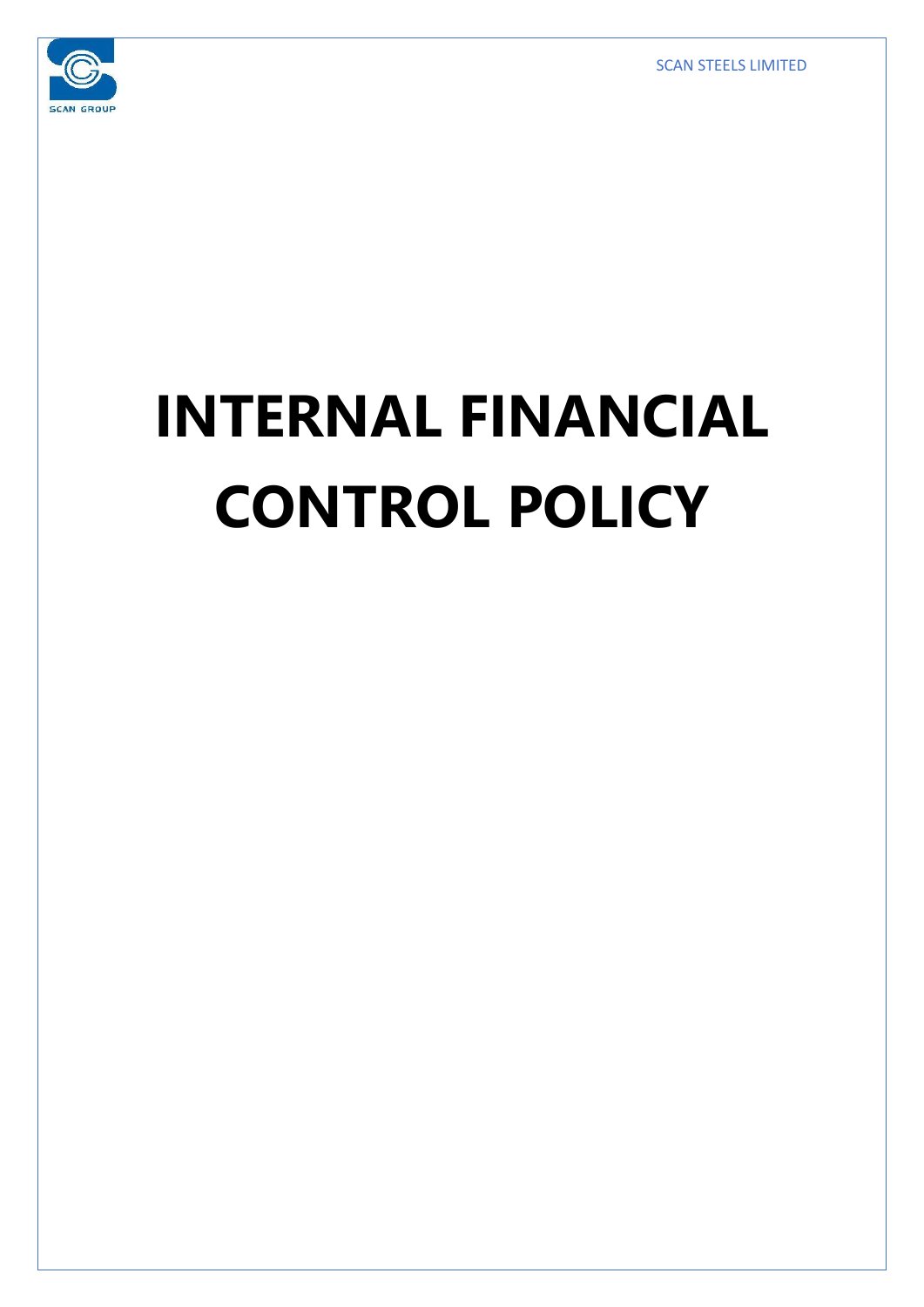SCAN STEELS LIMITED

# INTERNAL FINANCIAL CONTROL POLICY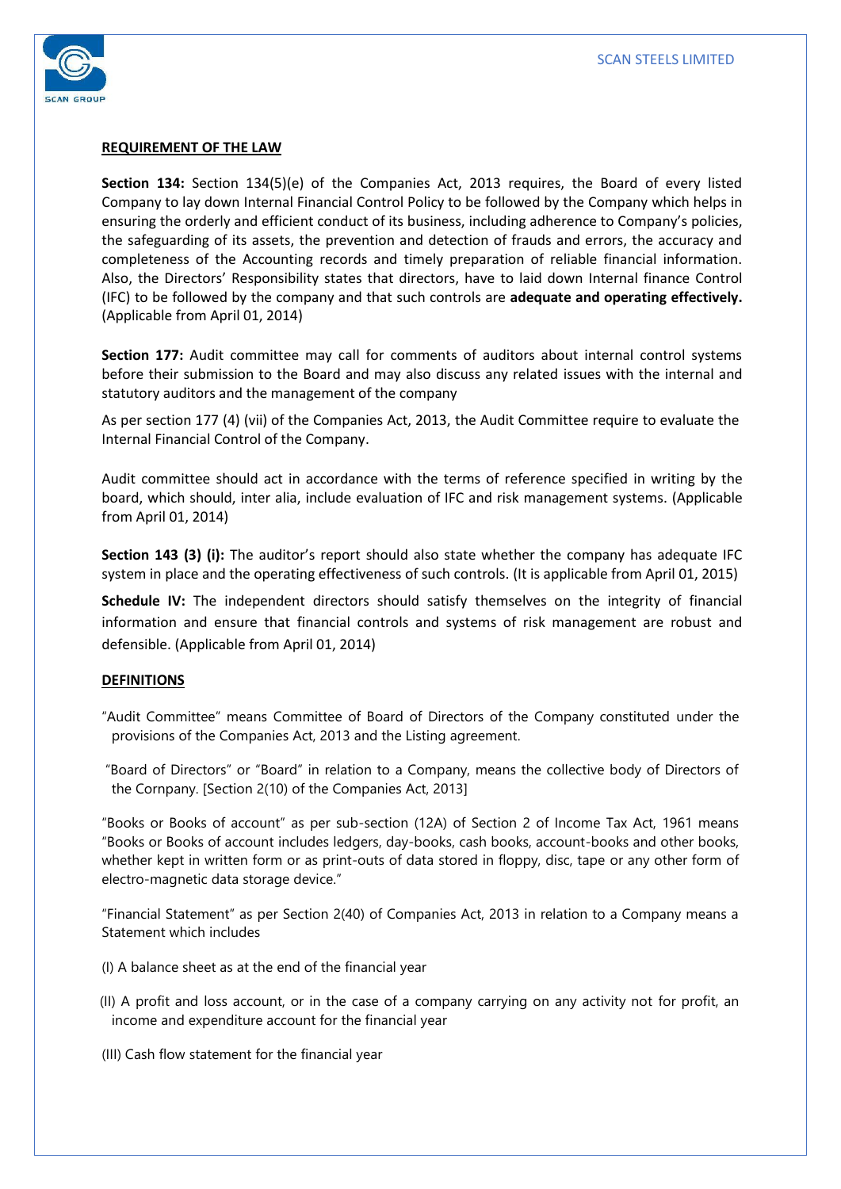**REQUIREMENT OF THE LAW**

**Section 134:** Section 134(5)(e) of the Companies Act, 2013 requires, the Board of every listed Company to lay down Internal Financial Control Policy to be followed by the Company which helps in ensuring the orderly and efficient conduct of its business, including adherence to Company's policies, the safeguarding of its assets, the prevention and detection of frauds and errors, the accuracy and completeness of the Accounting records and timely preparation of reliable financial information. Also, the Directors' Responsibility states that directors, have to laid down Internal finance Control (IFC) to be followed by the company and that such controls are **adequate and operating effectively.** (Applicable from April 01, 2014)

**Section 177:** Audit committee may call for comments of auditors about internal control systems before their submission to the Board and may also discuss any related issues with the internal and statutory auditors and the management of the company

As per section 177 (4) (vii) of the Companies Act, 2013, the Audit Committee require to evaluate the Internal Financial Control of the Company.

Audit committee should act in accordance with the terms of reference specified in writing by the board, which should, inter alia, include evaluation of IFC and risk management systems. (Applicable from April 01, 2014)

**Section 143 (3) (i):** The auditor's report should also state whether the company has adequate IFC system in place and the operating effectiveness of such controls. (It is applicable from April 01, 2015)

**Schedule IV:** The independent directors should satisfy themselves on the integrity of financial information and ensure that financial controls and systems of risk management are robust and defensible. (Applicable from April 01, 2014)

**DEFINITIONS**

"Audit Committee" means Committee of Board of Directors of the Company constituted under the provisions of the Companies Act, 2013 and the Listing agreement.

"Board of Directors" or "Board" in relation to a Company, means the collective body of Directors of the Cornpany. [Section 2(10) of the Companies Act, 2013]

"Books or Books of account" as per sub-section (12A) of Section 2 of Income Tax Act, 1961 means "Books or Books of account includes ledgers, day-books, cash books, account-books and other books, whether kept in written form or as print-outs of data stored in floppy, disc, tape or any other form of electro-magnetic data storage device."

"Financial Statement" as per Section 2(40) of Companies Act, 2013 in relation to a Company means a Statement which includes

(I) A balance sheet as at the end of the financial year

(II) A profit and loss account, or in the case of a company carrying on any activity not for profit, an income and expenditure account for the financial year

(III) Cash flow statement for the financial year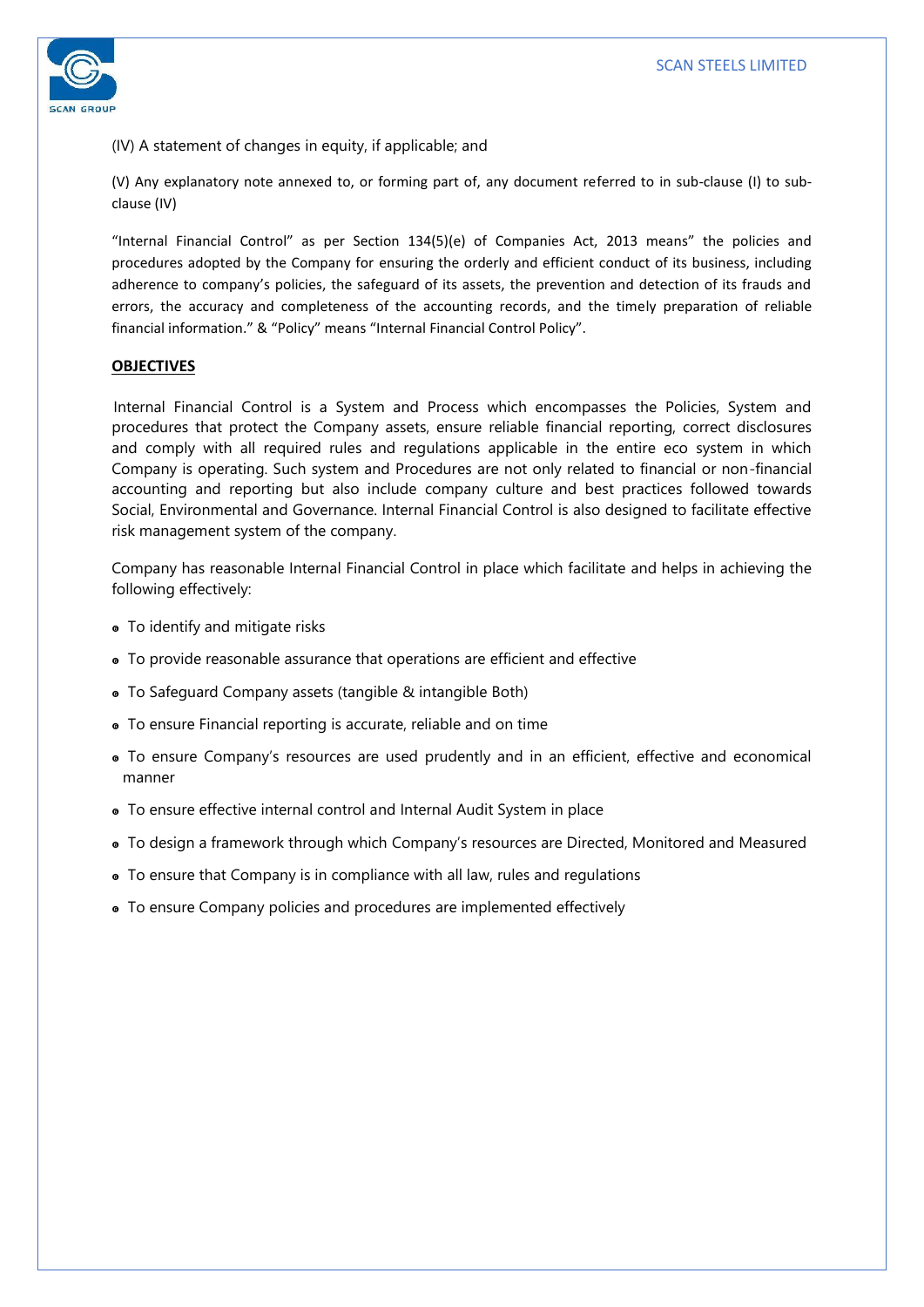(IV) A statement of changes in equity, if applicable; and

(V) Any explanatory note annexed to, or forming part of, any document referred to in sub-clause (I) to sub-clause (IV)

"Internal Financial Control" as per Section 134(5)(e) of Companies Act, 2013 means" the policies and procedures adopted by the Company for ensuring the orderly and efficient conduct of its business, including adherence to company's policies, the safeguard of its assets, the prevention and detection of its frauds and errors, the accuracy and completeness of the accounting records, and the timely preparation of reliable financial information." & "Policy" means "Internal Financial Control Policy".

**OBJECTIVES**

Internal Financial Control is a System and Process which encompasses the Policies, System and procedures that protect the Company assets, ensure reliable financial reporting, correct disclosures and comply with all required rules and regulations applicable in the entire eco system in which Company is operating. Such system and Procedures are not only related to financial or non-financial accounting and reporting but also include company culture and best practices followed towards Social, Environmental and Governance. Internal Financial Control is also designed to facilitate effective risk management system of the company.

Company has reasonable Internal Financial Control in place which facilitate and helps in achieving the following effectively:

- To identify and mitigate risks
- To provide reasonable assurance that operations are efficient and effective
- To Safeguard Company assets (tangible & intangible Both)
- To ensure Financial reporting is accurate, reliable and on time
- To ensure Company's resources are used prudently and in an efficient, effective and economical manner
- To ensure effective internal control and Internal Audit System in place
- To design a framework through which Company's resources are Directed, Monitored and Measured
- To ensure that Company is in compliance with all law, rules and regulations
- To ensure Company policies and procedures are implemented effectively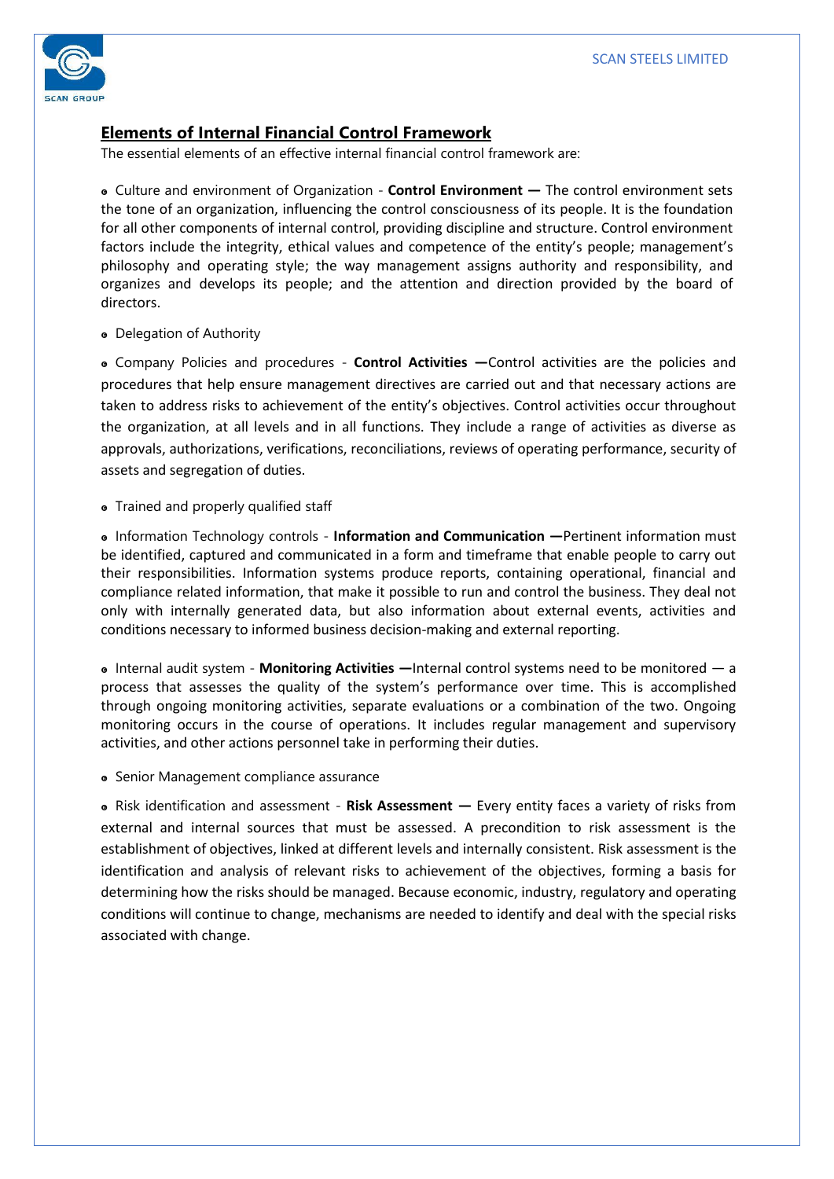## Elements of Internal Financial Control Framework

The essential elements of an effective internal financial control framework are:

- Culture and environment of Organization - **Control Environment —** The control environment sets the tone of an organization, influencing the control consciousness of its people. It is the foundation for all other components of internal control, providing discipline and structure. Control environment factors include the integrity, ethical values and competence of the entity's people; management's philosophy and operating style; the way management assigns authority and responsibility, and organizes and develops its people; and the attention and direction provided by the board of directors.

- Delegation of Authority

- Company Policies and procedures - **Control Activities —**Control activities are the policies and procedures that help ensure management directives are carried out and that necessary actions are taken to address risks to achievement of the entity's objectives. Control activities occur throughout the organization, at all levels and in all functions. They include a range of activities as diverse as approvals, authorizations, verifications, reconciliations, reviews of operating performance, security of assets and segregation of duties.

- Trained and properly qualified staff

- Information Technology controls - **Information and Communication —**Pertinent information must be identified, captured and communicated in a form and timeframe that enable people to carry out their responsibilities. Information systems produce reports, containing operational, financial and compliance related information, that make it possible to run and control the business. They deal not only with internally generated data, but also information about external events, activities and conditions necessary to informed business decision-making and external reporting.

- Internal audit system - **Monitoring Activities —**Internal control systems need to be monitored — a process that assesses the quality of the system's performance over time. This is accomplished through ongoing monitoring activities, separate evaluations or a combination of the two. Ongoing monitoring occurs in the course of operations. It includes regular management and supervisory activities, and other actions personnel take in performing their duties.

- Senior Management compliance assurance

- Risk identification and assessment - **Risk Assessment —** Every entity faces a variety of risks from external and internal sources that must be assessed. A precondition to risk assessment is the establishment of objectives, linked at different levels and internally consistent. Risk assessment is the identification and analysis of relevant risks to achievement of the objectives, forming a basis for determining how the risks should be managed. Because economic, industry, regulatory and operating conditions will continue to change, mechanisms are needed to identify and deal with the special risks associated with change.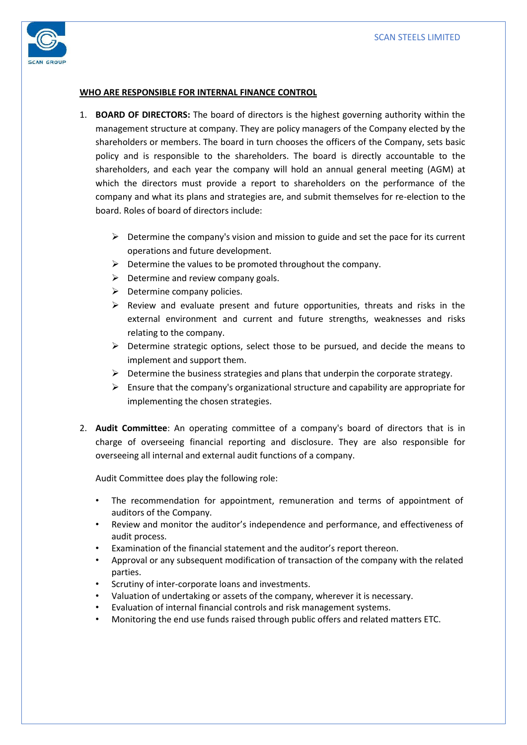**WHO ARE RESPONSIBLE FOR INTERNAL FINANCE CONTROL**

1. **BOARD OF DIRECTORS:** The board of directors is the highest governing authority within the management structure at company. They are policy managers of the Company elected by the shareholders or members. The board in turn chooses the officers of the Company, sets basic policy and is responsible to the shareholders. The board is directly accountable to the shareholders, and each year the company will hold an annual general meeting (AGM) at which the directors must provide a report to shareholders on the performance of the company and what its plans and strategies are, and submit themselves for re-election to the board. Roles of board of directors include:

   - Determine the company's vision and mission to guide and set the pace for its current operations and future development.
   - Determine the values to be promoted throughout the company.
   - Determine and review company goals.
   - Determine company policies.
   - Review and evaluate present and future opportunities, threats and risks in the external environment and current and future strengths, weaknesses and risks relating to the company.
   - Determine strategic options, select those to be pursued, and decide the means to implement and support them.
   - Determine the business strategies and plans that underpin the corporate strategy.
   - Ensure that the company's organizational structure and capability are appropriate for implementing the chosen strategies.

2. **Audit Committee**: An operating committee of a company's board of directors that is in charge of overseeing financial reporting and disclosure. They are also responsible for overseeing all internal and external audit functions of a company.

   Audit Committee does play the following role:

   - The recommendation for appointment, remuneration and terms of appointment of auditors of the Company.
   - Review and monitor the auditor's independence and performance, and effectiveness of audit process.
   - Examination of the financial statement and the auditor's report thereon.
   - Approval or any subsequent modification of transaction of the company with the related parties.
   - Scrutiny of inter-corporate loans and investments.
   - Valuation of undertaking or assets of the company, wherever it is necessary.
   - Evaluation of internal financial controls and risk management systems.
   - Monitoring the end use funds raised through public offers and related matters ETC.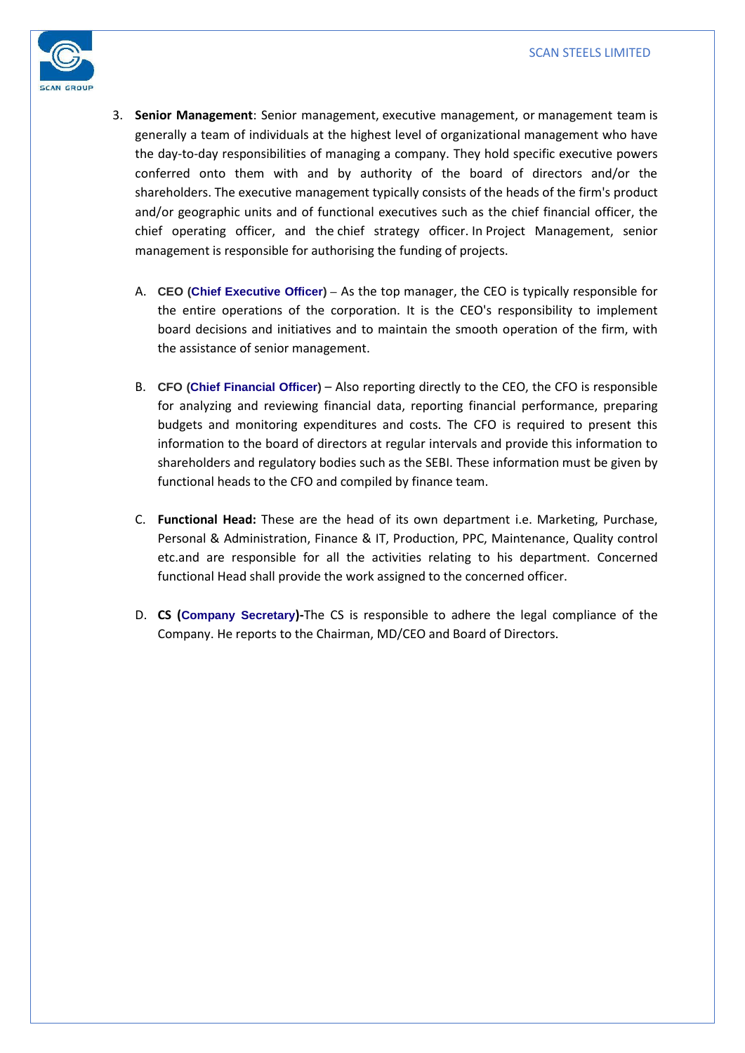3. **Senior Management**: Senior management, executive management, or management team is generally a team of individuals at the highest level of organizational management who have the day-to-day responsibilities of managing a company. They hold specific executive powers conferred onto them with and by authority of the board of directors and/or the shareholders. The executive management typically consists of the heads of the firm's product and/or geographic units and of functional executives such as the chief financial officer, the chief operating officer, and the chief strategy officer. In Project Management, senior management is responsible for authorising the funding of projects.

   A. **CEO (Chief Executive Officer)** – As the top manager, the CEO is typically responsible for the entire operations of the corporation. It is the CEO's responsibility to implement board decisions and initiatives and to maintain the smooth operation of the firm, with the assistance of senior management.

   B. **CFO (Chief Financial Officer)** – Also reporting directly to the CEO, the CFO is responsible for analyzing and reviewing financial data, reporting financial performance, preparing budgets and monitoring expenditures and costs. The CFO is required to present this information to the board of directors at regular intervals and provide this information to shareholders and regulatory bodies such as the SEBI. These information must be given by functional heads to the CFO and compiled by finance team.

   C. **Functional Head:** These are the head of its own department i.e. Marketing, Purchase, Personal & Administration, Finance & IT, Production, PPC, Maintenance, Quality control etc.and are responsible for all the activities relating to his department. Concerned functional Head shall provide the work assigned to the concerned officer.

   D. **CS (Company Secretary)**-The CS is responsible to adhere the legal compliance of the Company. He reports to the Chairman, MD/CEO and Board of Directors.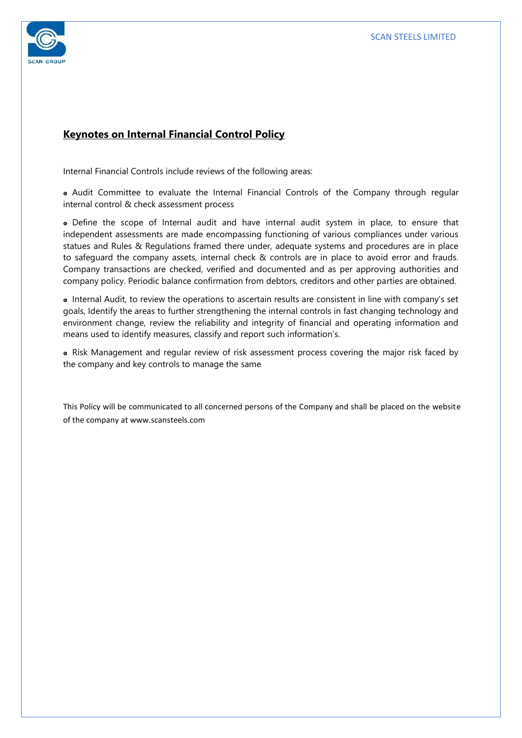## Keynotes on Internal Financial Control Policy

Internal Financial Controls include reviews of the following areas:

- Audit Committee to evaluate the Internal Financial Controls of the Company through regular internal control & check assessment process

- Define the scope of Internal audit and have internal audit system in place, to ensure that independent assessments are made encompassing functioning of various compliances under various statues and Rules & Regulations framed there under, adequate systems and procedures are in place to safeguard the company assets, internal check & controls are in place to avoid error and frauds. Company transactions are checked, verified and documented and as per approving authorities and company policy. Periodic balance confirmation from debtors, creditors and other parties are obtained.

- Internal Audit, to review the operations to ascertain results are consistent in line with company's set goals, Identify the areas to further strengthening the internal controls in fast changing technology and environment change, review the reliability and integrity of financial and operating information and means used to identify measures, classify and report such information's.

- Risk Management and regular review of risk assessment process covering the major risk faced by the company and key controls to manage the same

This Policy will be communicated to all concerned persons of the Company and shall be placed on the website of the company at www.scansteels.com